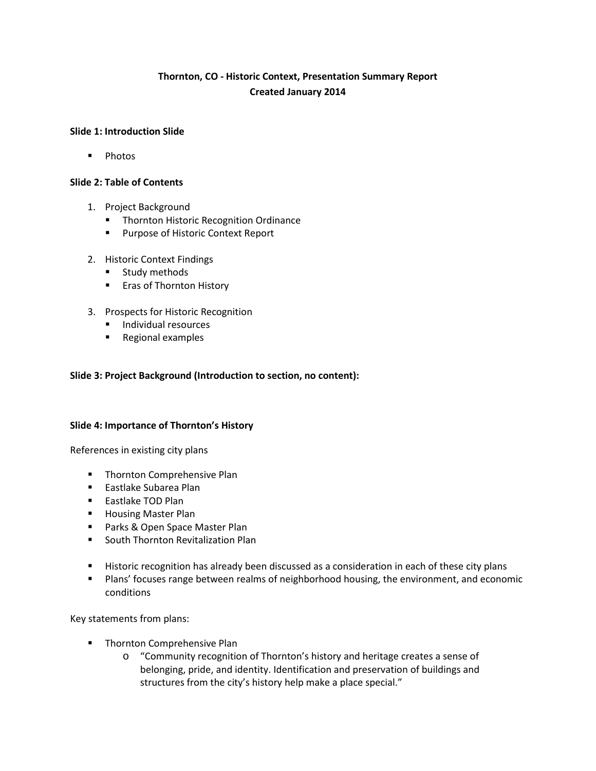# Thornton, CO - Historic Context, Presentation Summary Report
## Created January 2014

**Slide 1: Introduction Slide**

- Photos

**Slide 2: Table of Contents**

1. Project Background
   - Thornton Historic Recognition Ordinance
   - Purpose of Historic Context Report

2. Historic Context Findings
   - Study methods
   - Eras of Thornton History

3. Prospects for Historic Recognition
   - Individual resources
   - Regional examples

**Slide 3: Project Background (Introduction to section, no content):**

**Slide 4: Importance of Thornton's History**

References in existing city plans

- Thornton Comprehensive Plan
- Eastlake Subarea Plan
- Eastlake TOD Plan
- Housing Master Plan
- Parks & Open Space Master Plan
- South Thornton Revitalization Plan

- Historic recognition has already been discussed as a consideration in each of these city plans
- Plans' focuses range between realms of neighborhood housing, the environment, and economic conditions

Key statements from plans:

- Thornton Comprehensive Plan
  - "Community recognition of Thornton's history and heritage creates a sense of belonging, pride, and identity. Identification and preservation of buildings and structures from the city's history help make a place special."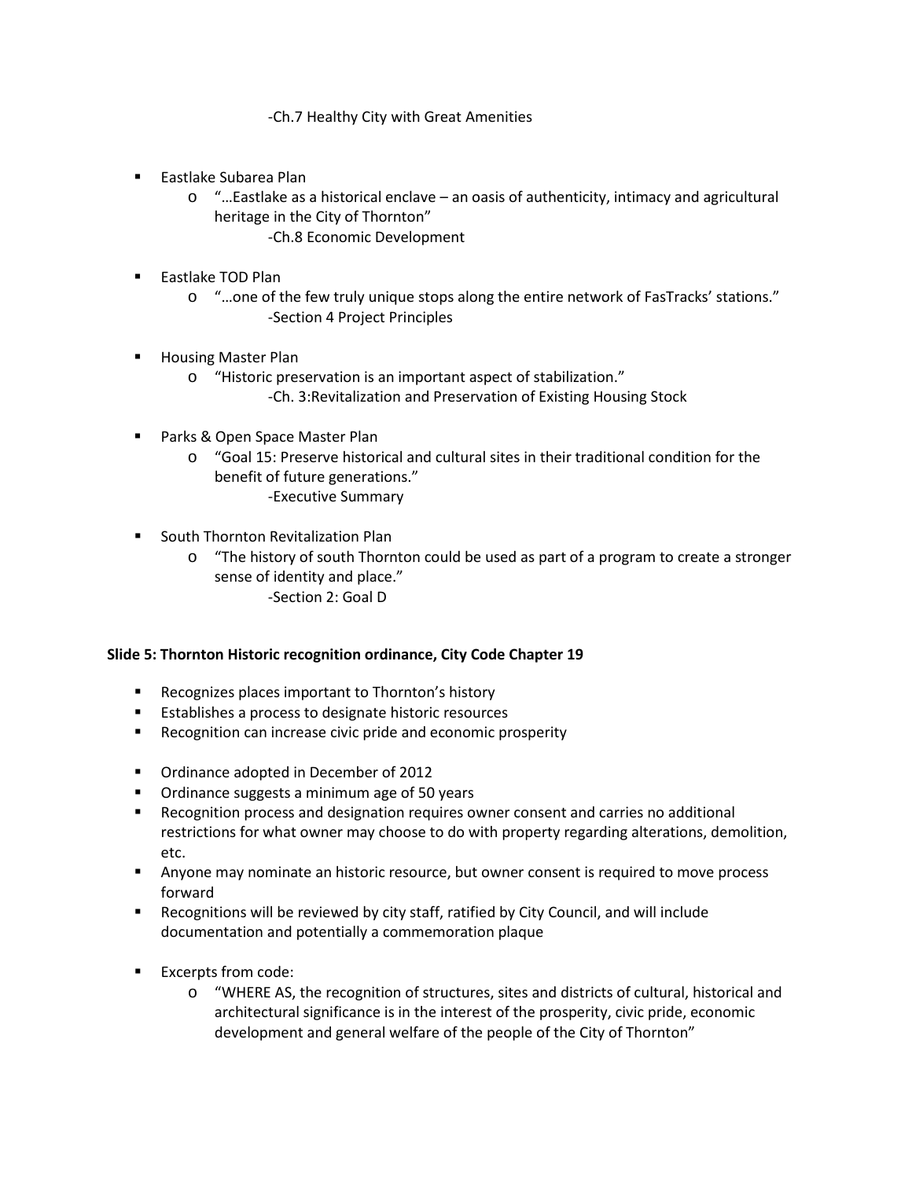-Ch.7 Healthy City with Great Amenities

- Eastlake Subarea Plan
  - "…Eastlake as a historical enclave – an oasis of authenticity, intimacy and agricultural heritage in the City of Thornton"
    
    -Ch.8 Economic Development

- Eastlake TOD Plan
  - "…one of the few truly unique stops along the entire network of FasTracks' stations."
    
    -Section 4 Project Principles

- Housing Master Plan
  - "Historic preservation is an important aspect of stabilization."
    
    -Ch. 3:Revitalization and Preservation of Existing Housing Stock

- Parks & Open Space Master Plan
  - "Goal 15: Preserve historical and cultural sites in their traditional condition for the benefit of future generations."
    
    -Executive Summary

- South Thornton Revitalization Plan
  - "The history of south Thornton could be used as part of a program to create a stronger sense of identity and place."
    
    -Section 2: Goal D

**Slide 5: Thornton Historic recognition ordinance, City Code Chapter 19**

- Recognizes places important to Thornton's history
- Establishes a process to designate historic resources
- Recognition can increase civic pride and economic prosperity

- Ordinance adopted in December of 2012
- Ordinance suggests a minimum age of 50 years
- Recognition process and designation requires owner consent and carries no additional restrictions for what owner may choose to do with property regarding alterations, demolition, etc.
- Anyone may nominate an historic resource, but owner consent is required to move process forward
- Recognitions will be reviewed by city staff, ratified by City Council, and will include documentation and potentially a commemoration plaque

- Excerpts from code:
  - "WHERE AS, the recognition of structures, sites and districts of cultural, historical and architectural significance is in the interest of the prosperity, civic pride, economic development and general welfare of the people of the City of Thornton"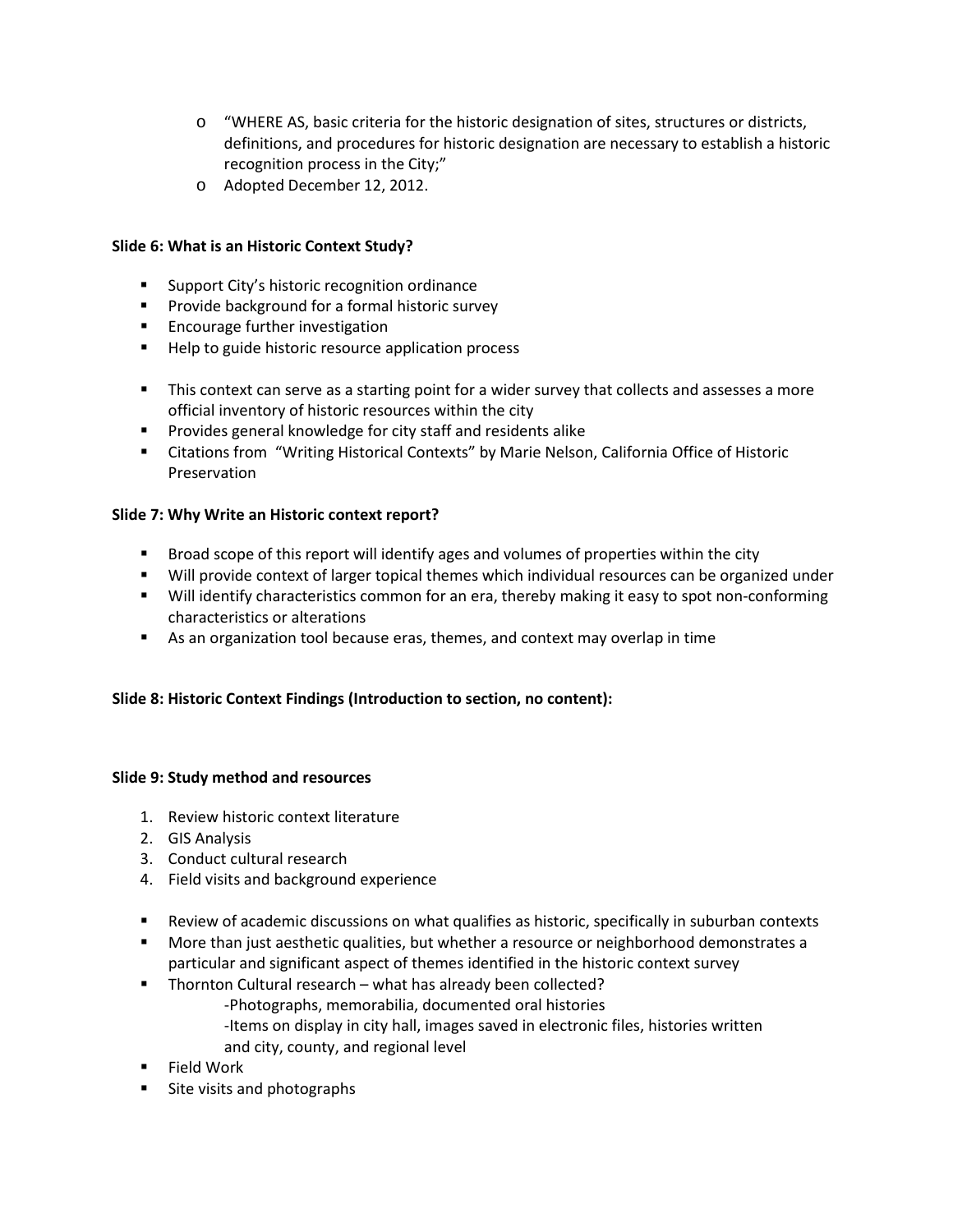- "WHERE AS, basic criteria for the historic designation of sites, structures or districts, definitions, and procedures for historic designation are necessary to establish a historic recognition process in the City;"
- Adopted December 12, 2012.

**Slide 6: What is an Historic Context Study?**

- Support City's historic recognition ordinance
- Provide background for a formal historic survey
- Encourage further investigation
- Help to guide historic resource application process

- This context can serve as a starting point for a wider survey that collects and assesses a more official inventory of historic resources within the city
- Provides general knowledge for city staff and residents alike
- Citations from "Writing Historical Contexts" by Marie Nelson, California Office of Historic Preservation

**Slide 7: Why Write an Historic context report?**

- Broad scope of this report will identify ages and volumes of properties within the city
- Will provide context of larger topical themes which individual resources can be organized under
- Will identify characteristics common for an era, thereby making it easy to spot non-conforming characteristics or alterations
- As an organization tool because eras, themes, and context may overlap in time

**Slide 8: Historic Context Findings (Introduction to section, no content):**

**Slide 9: Study method and resources**

1. Review historic context literature
2. GIS Analysis
3. Conduct cultural research
4. Field visits and background experience

- Review of academic discussions on what qualifies as historic, specifically in suburban contexts
- More than just aesthetic qualities, but whether a resource or neighborhood demonstrates a particular and significant aspect of themes identified in the historic context survey
- Thornton Cultural research – what has already been collected?
  - -Photographs, memorabilia, documented oral histories
  - -Items on display in city hall, images saved in electronic files, histories written and city, county, and regional level
- Field Work
- Site visits and photographs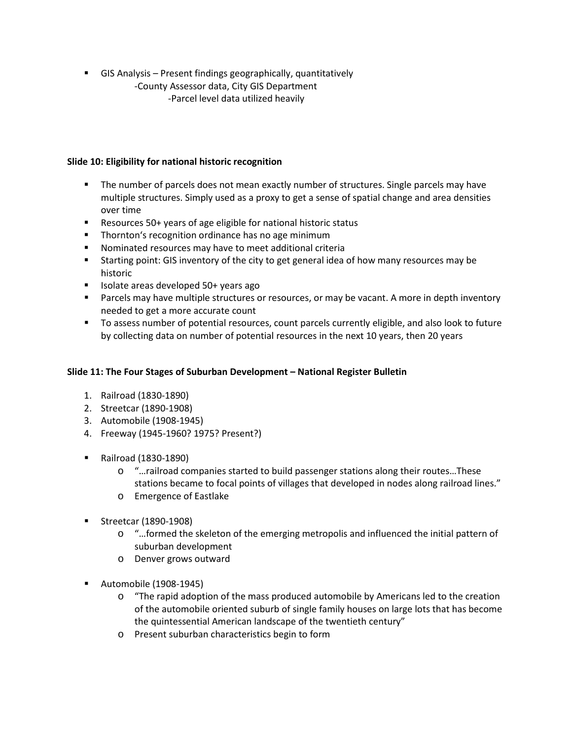- GIS Analysis – Present findings geographically, quantitatively
  - -County Assessor data, City GIS Department
    - -Parcel level data utilized heavily

**Slide 10: Eligibility for national historic recognition**

- The number of parcels does not mean exactly number of structures. Single parcels may have multiple structures. Simply used as a proxy to get a sense of spatial change and area densities over time
- Resources 50+ years of age eligible for national historic status
- Thornton's recognition ordinance has no age minimum
- Nominated resources may have to meet additional criteria
- Starting point: GIS inventory of the city to get general idea of how many resources may be historic
- Isolate areas developed 50+ years ago
- Parcels may have multiple structures or resources, or may be vacant. A more in depth inventory needed to get a more accurate count
- To assess number of potential resources, count parcels currently eligible, and also look to future by collecting data on number of potential resources in the next 10 years, then 20 years

**Slide 11: The Four Stages of Suburban Development – National Register Bulletin**

1. Railroad (1830-1890)
2. Streetcar (1890-1908)
3. Automobile (1908-1945)
4. Freeway (1945-1960? 1975? Present?)

- Railroad (1830-1890)
  - "…railroad companies started to build passenger stations along their routes…These stations became to focal points of villages that developed in nodes along railroad lines."
  - Emergence of Eastlake

- Streetcar (1890-1908)
  - "…formed the skeleton of the emerging metropolis and influenced the initial pattern of suburban development
  - Denver grows outward

- Automobile (1908-1945)
  - "The rapid adoption of the mass produced automobile by Americans led to the creation of the automobile oriented suburb of single family houses on large lots that has become the quintessential American landscape of the twentieth century"
  - Present suburban characteristics begin to form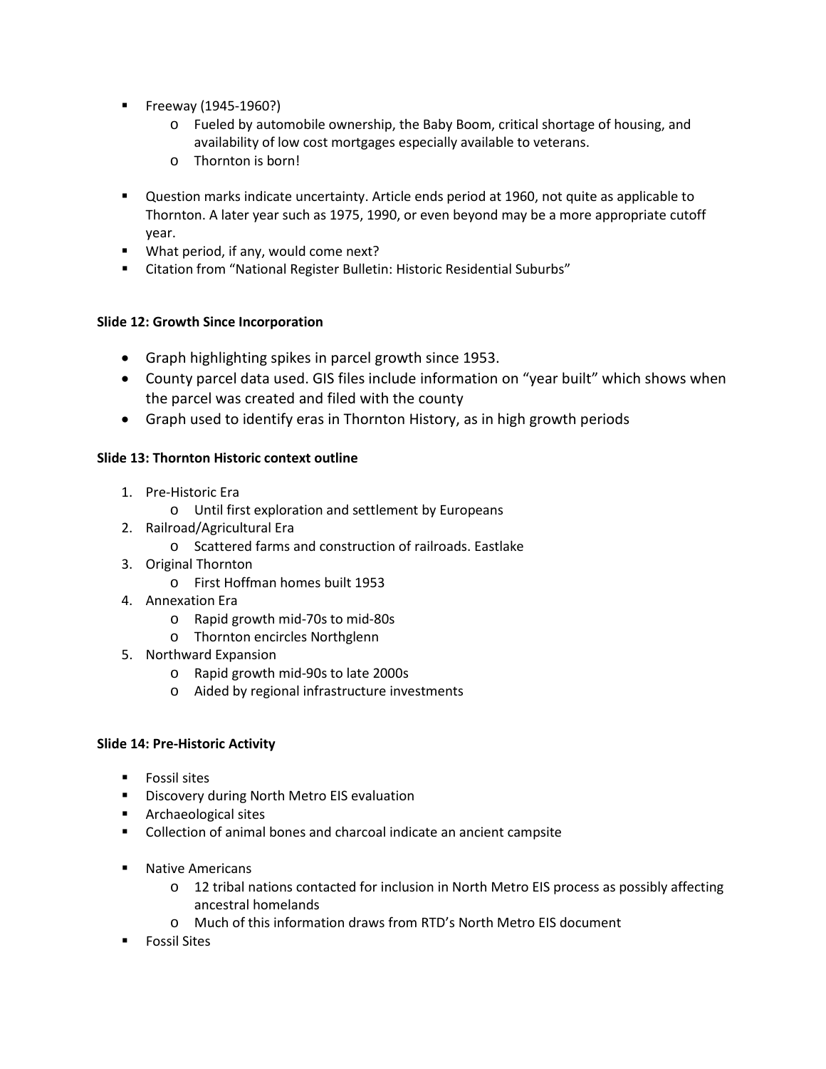- Freeway (1945-1960?)
  - Fueled by automobile ownership, the Baby Boom, critical shortage of housing, and availability of low cost mortgages especially available to veterans.
  - Thornton is born!

- Question marks indicate uncertainty. Article ends period at 1960, not quite as applicable to Thornton. A later year such as 1975, 1990, or even beyond may be a more appropriate cutoff year.
- What period, if any, would come next?
- Citation from "National Register Bulletin: Historic Residential Suburbs"

**Slide 12: Growth Since Incorporation**

- Graph highlighting spikes in parcel growth since 1953.
- County parcel data used. GIS files include information on "year built" which shows when the parcel was created and filed with the county
- Graph used to identify eras in Thornton History, as in high growth periods

**Slide 13: Thornton Historic context outline**

1. Pre-Historic Era
   - Until first exploration and settlement by Europeans
2. Railroad/Agricultural Era
   - Scattered farms and construction of railroads. Eastlake
3. Original Thornton
   - First Hoffman homes built 1953
4. Annexation Era
   - Rapid growth mid-70s to mid-80s
   - Thornton encircles Northglenn
5. Northward Expansion
   - Rapid growth mid-90s to late 2000s
   - Aided by regional infrastructure investments

**Slide 14: Pre-Historic Activity**

- Fossil sites
- Discovery during North Metro EIS evaluation
- Archaeological sites
- Collection of animal bones and charcoal indicate an ancient campsite

- Native Americans
  - 12 tribal nations contacted for inclusion in North Metro EIS process as possibly affecting ancestral homelands
  - Much of this information draws from RTD's North Metro EIS document
- Fossil Sites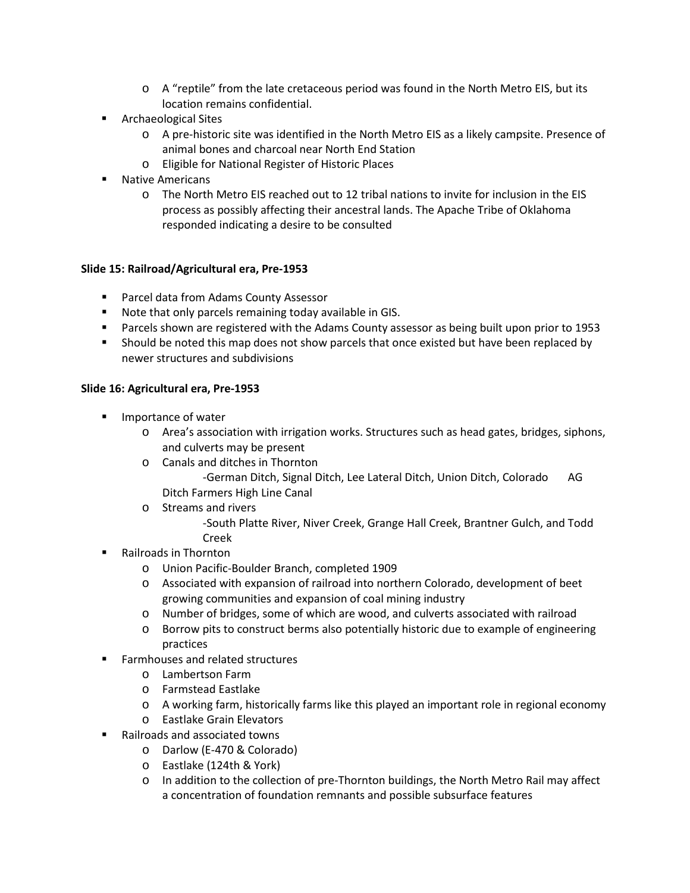- A "reptile" from the late cretaceous period was found in the North Metro EIS, but its location remains confidential.
- Archaeological Sites
  - A pre-historic site was identified in the North Metro EIS as a likely campsite. Presence of animal bones and charcoal near North End Station
  - Eligible for National Register of Historic Places
- Native Americans
  - The North Metro EIS reached out to 12 tribal nations to invite for inclusion in the EIS process as possibly affecting their ancestral lands. The Apache Tribe of Oklahoma responded indicating a desire to be consulted

**Slide 15: Railroad/Agricultural era, Pre-1953**

- Parcel data from Adams County Assessor
- Note that only parcels remaining today available in GIS.
- Parcels shown are registered with the Adams County assessor as being built upon prior to 1953
- Should be noted this map does not show parcels that once existed but have been replaced by newer structures and subdivisions

**Slide 16: Agricultural era, Pre-1953**

- Importance of water
  - Area's association with irrigation works. Structures such as head gates, bridges, siphons, and culverts may be present
  - Canals and ditches in Thornton
    - -German Ditch, Signal Ditch, Lee Lateral Ditch, Union Ditch, Colorado AG Ditch Farmers High Line Canal
  - Streams and rivers
    - -South Platte River, Niver Creek, Grange Hall Creek, Brantner Gulch, and Todd Creek
- Railroads in Thornton
  - Union Pacific-Boulder Branch, completed 1909
  - Associated with expansion of railroad into northern Colorado, development of beet growing communities and expansion of coal mining industry
  - Number of bridges, some of which are wood, and culverts associated with railroad
  - Borrow pits to construct berms also potentially historic due to example of engineering practices
- Farmhouses and related structures
  - Lambertson Farm
  - Farmstead Eastlake
  - A working farm, historically farms like this played an important role in regional economy
  - Eastlake Grain Elevators
- Railroads and associated towns
  - Darlow (E-470 & Colorado)
  - Eastlake (124th & York)
  - In addition to the collection of pre-Thornton buildings, the North Metro Rail may affect a concentration of foundation remnants and possible subsurface features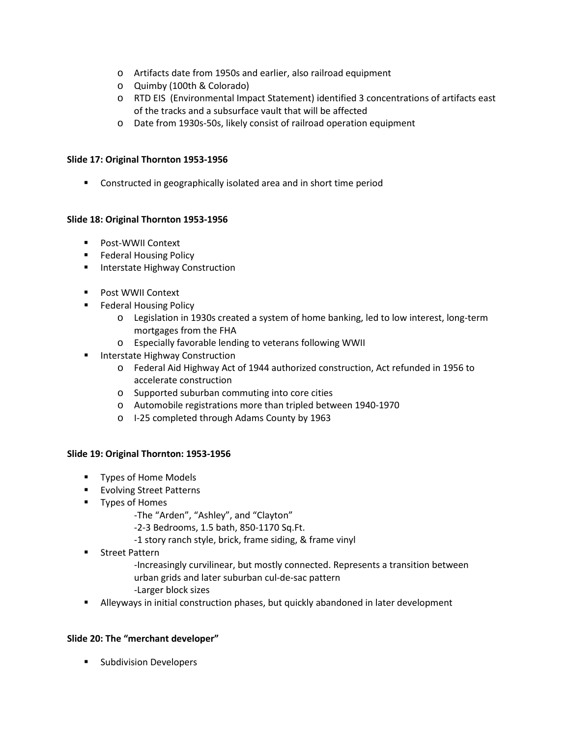- Artifacts date from 1950s and earlier, also railroad equipment
- Quimby (100th & Colorado)
- RTD EIS (Environmental Impact Statement) identified 3 concentrations of artifacts east of the tracks and a subsurface vault that will be affected
- Date from 1930s-50s, likely consist of railroad operation equipment

**Slide 17: Original Thornton 1953-1956**

- Constructed in geographically isolated area and in short time period

**Slide 18: Original Thornton 1953-1956**

- Post-WWII Context
- Federal Housing Policy
- Interstate Highway Construction

- Post WWII Context
- Federal Housing Policy
  - Legislation in 1930s created a system of home banking, led to low interest, long-term mortgages from the FHA
  - Especially favorable lending to veterans following WWII
- Interstate Highway Construction
  - Federal Aid Highway Act of 1944 authorized construction, Act refunded in 1956 to accelerate construction
  - Supported suburban commuting into core cities
  - Automobile registrations more than tripled between 1940-1970
  - I-25 completed through Adams County by 1963

**Slide 19: Original Thornton: 1953-1956**

- Types of Home Models
- Evolving Street Patterns
- Types of Homes
  - -The "Arden", "Ashley", and "Clayton"
  - -2-3 Bedrooms, 1.5 bath, 850-1170 Sq.Ft.
  - -1 story ranch style, brick, frame siding, & frame vinyl
- Street Pattern
  - -Increasingly curvilinear, but mostly connected. Represents a transition between urban grids and later suburban cul-de-sac pattern
  - -Larger block sizes
- Alleyways in initial construction phases, but quickly abandoned in later development

**Slide 20: The "merchant developer"**

- Subdivision Developers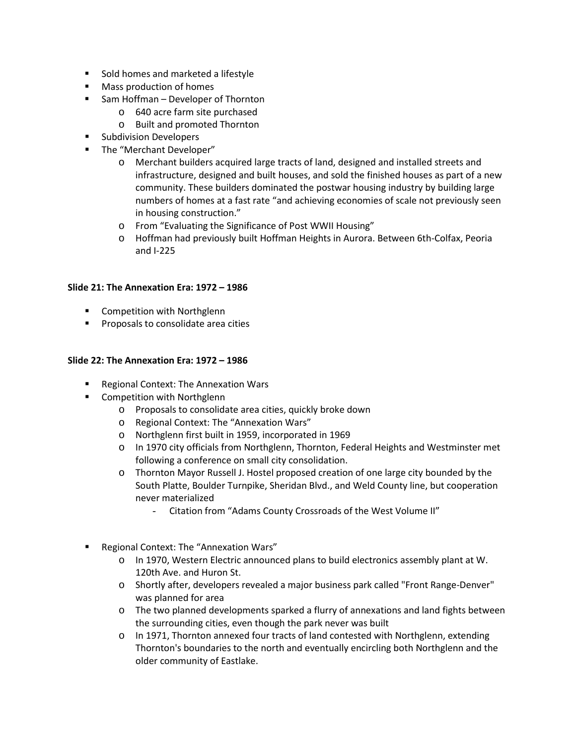- Sold homes and marketed a lifestyle
- Mass production of homes
- Sam Hoffman – Developer of Thornton
    - 640 acre farm site purchased
    - Built and promoted Thornton
- Subdivision Developers
- The "Merchant Developer"
    - Merchant builders acquired large tracts of land, designed and installed streets and infrastructure, designed and built houses, and sold the finished houses as part of a new community. These builders dominated the postwar housing industry by building large numbers of homes at a fast rate "and achieving economies of scale not previously seen in housing construction."
    - From "Evaluating the Significance of Post WWII Housing"
    - Hoffman had previously built Hoffman Heights in Aurora. Between 6th-Colfax, Peoria and I-225

**Slide 21: The Annexation Era: 1972 – 1986**

- Competition with Northglenn
- Proposals to consolidate area cities

**Slide 22: The Annexation Era: 1972 – 1986**

- Regional Context: The Annexation Wars
- Competition with Northglenn
    - Proposals to consolidate area cities, quickly broke down
    - Regional Context: The "Annexation Wars"
    - Northglenn first built in 1959, incorporated in 1969
    - In 1970 city officials from Northglenn, Thornton, Federal Heights and Westminster met following a conference on small city consolidation.
    - Thornton Mayor Russell J. Hostel proposed creation of one large city bounded by the South Platte, Boulder Turnpike, Sheridan Blvd., and Weld County line, but cooperation never materialized
        - Citation from "Adams County Crossroads of the West Volume II"

- Regional Context: The "Annexation Wars"
    - In 1970, Western Electric announced plans to build electronics assembly plant at W. 120th Ave. and Huron St.
    - Shortly after, developers revealed a major business park called "Front Range-Denver" was planned for area
    - The two planned developments sparked a flurry of annexations and land fights between the surrounding cities, even though the park never was built
    - In 1971, Thornton annexed four tracts of land contested with Northglenn, extending Thornton's boundaries to the north and eventually encircling both Northglenn and the older community of Eastlake.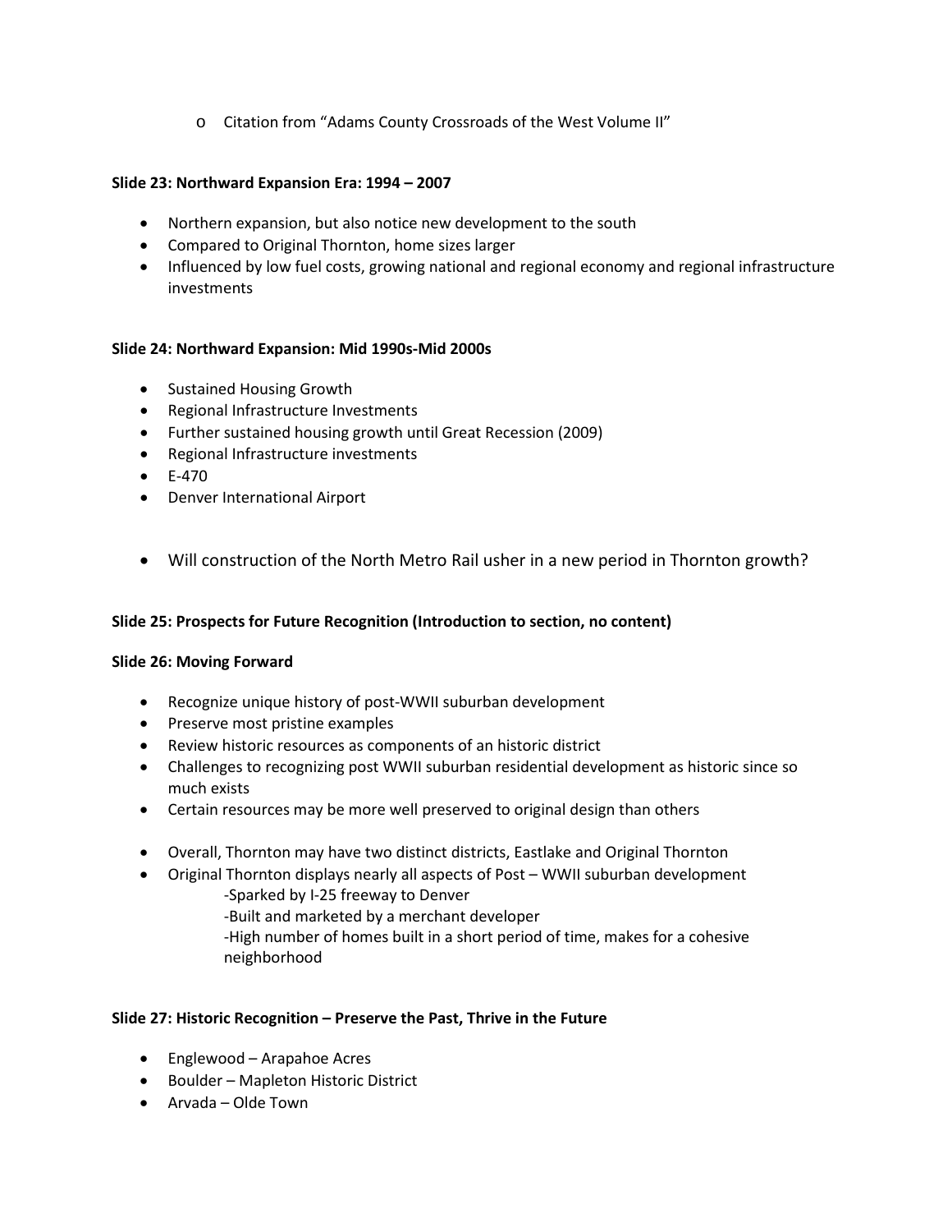- Citation from "Adams County Crossroads of the West Volume II"

**Slide 23: Northward Expansion Era: 1994 – 2007**

- Northern expansion, but also notice new development to the south
- Compared to Original Thornton, home sizes larger
- Influenced by low fuel costs, growing national and regional economy and regional infrastructure investments

**Slide 24: Northward Expansion: Mid 1990s-Mid 2000s**

- Sustained Housing Growth
- Regional Infrastructure Investments
- Further sustained housing growth until Great Recession (2009)
- Regional Infrastructure investments
- E-470
- Denver International Airport

- Will construction of the North Metro Rail usher in a new period in Thornton growth?

**Slide 25: Prospects for Future Recognition (Introduction to section, no content)**

**Slide 26: Moving Forward**

- Recognize unique history of post-WWII suburban development
- Preserve most pristine examples
- Review historic resources as components of an historic district
- Challenges to recognizing post WWII suburban residential development as historic since so much exists
- Certain resources may be more well preserved to original design than others

- Overall, Thornton may have two distinct districts, Eastlake and Original Thornton
- Original Thornton displays nearly all aspects of Post – WWII suburban development
  - -Sparked by I-25 freeway to Denver
  - -Built and marketed by a merchant developer
  - -High number of homes built in a short period of time, makes for a cohesive neighborhood

**Slide 27: Historic Recognition – Preserve the Past, Thrive in the Future**

- Englewood – Arapahoe Acres
- Boulder – Mapleton Historic District
- Arvada – Olde Town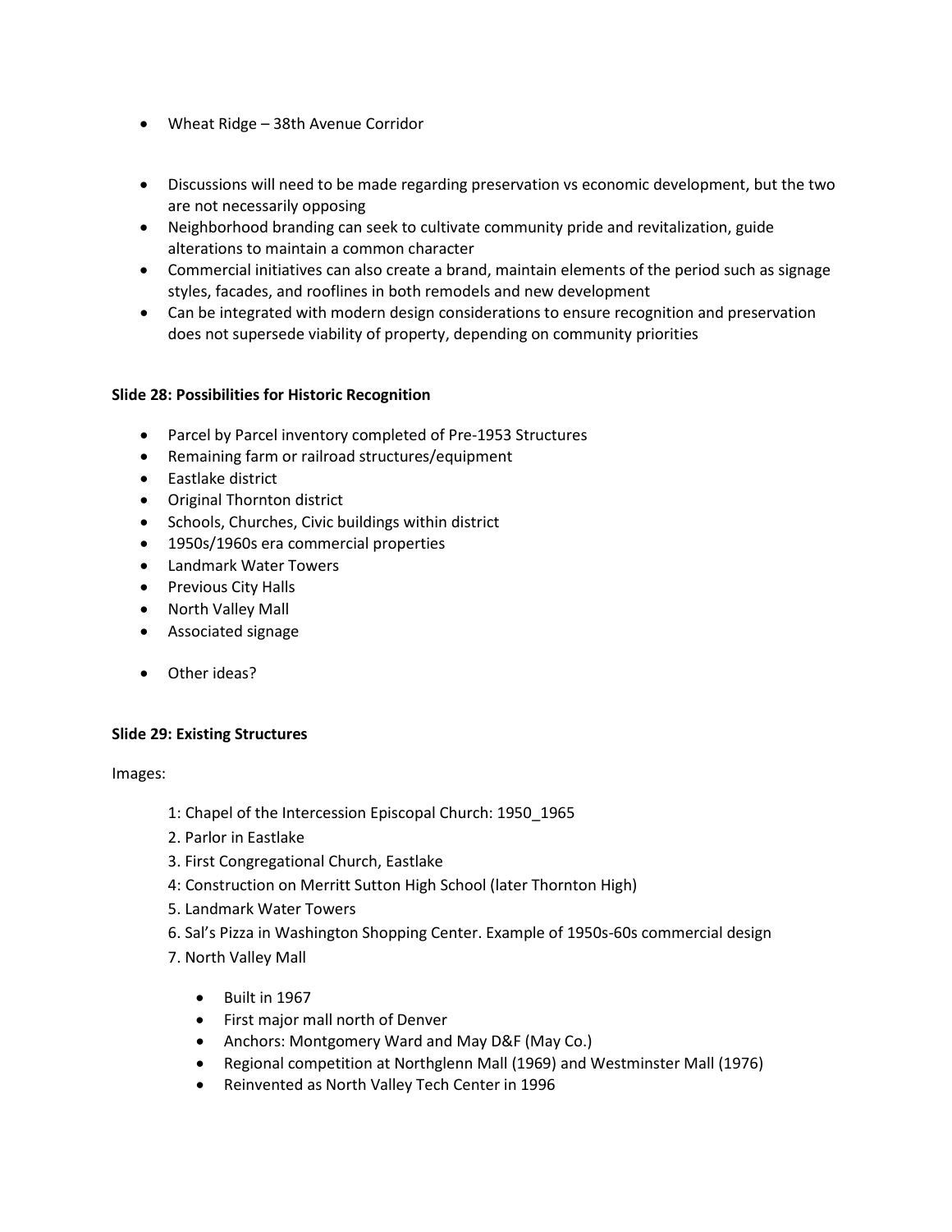- Wheat Ridge – 38th Avenue Corridor

- Discussions will need to be made regarding preservation vs economic development, but the two are not necessarily opposing
- Neighborhood branding can seek to cultivate community pride and revitalization, guide alterations to maintain a common character
- Commercial initiatives can also create a brand, maintain elements of the period such as signage styles, facades, and rooflines in both remodels and new development
- Can be integrated with modern design considerations to ensure recognition and preservation does not supersede viability of property, depending on community priorities

**Slide 28: Possibilities for Historic Recognition**

- Parcel by Parcel inventory completed of Pre-1953 Structures
- Remaining farm or railroad structures/equipment
- Eastlake district
- Original Thornton district
- Schools, Churches, Civic buildings within district
- 1950s/1960s era commercial properties
- Landmark Water Towers
- Previous City Halls
- North Valley Mall
- Associated signage

- Other ideas?

**Slide 29: Existing Structures**

Images:

1: Chapel of the Intercession Episcopal Church: 1950_1965
2. Parlor in Eastlake
3. First Congregational Church, Eastlake
4: Construction on Merritt Sutton High School (later Thornton High)
5. Landmark Water Towers
6. Sal's Pizza in Washington Shopping Center. Example of 1950s-60s commercial design
7. North Valley Mall

   - Built in 1967
   - First major mall north of Denver
   - Anchors: Montgomery Ward and May D&F (May Co.)
   - Regional competition at Northglenn Mall (1969) and Westminster Mall (1976)
   - Reinvented as North Valley Tech Center in 1996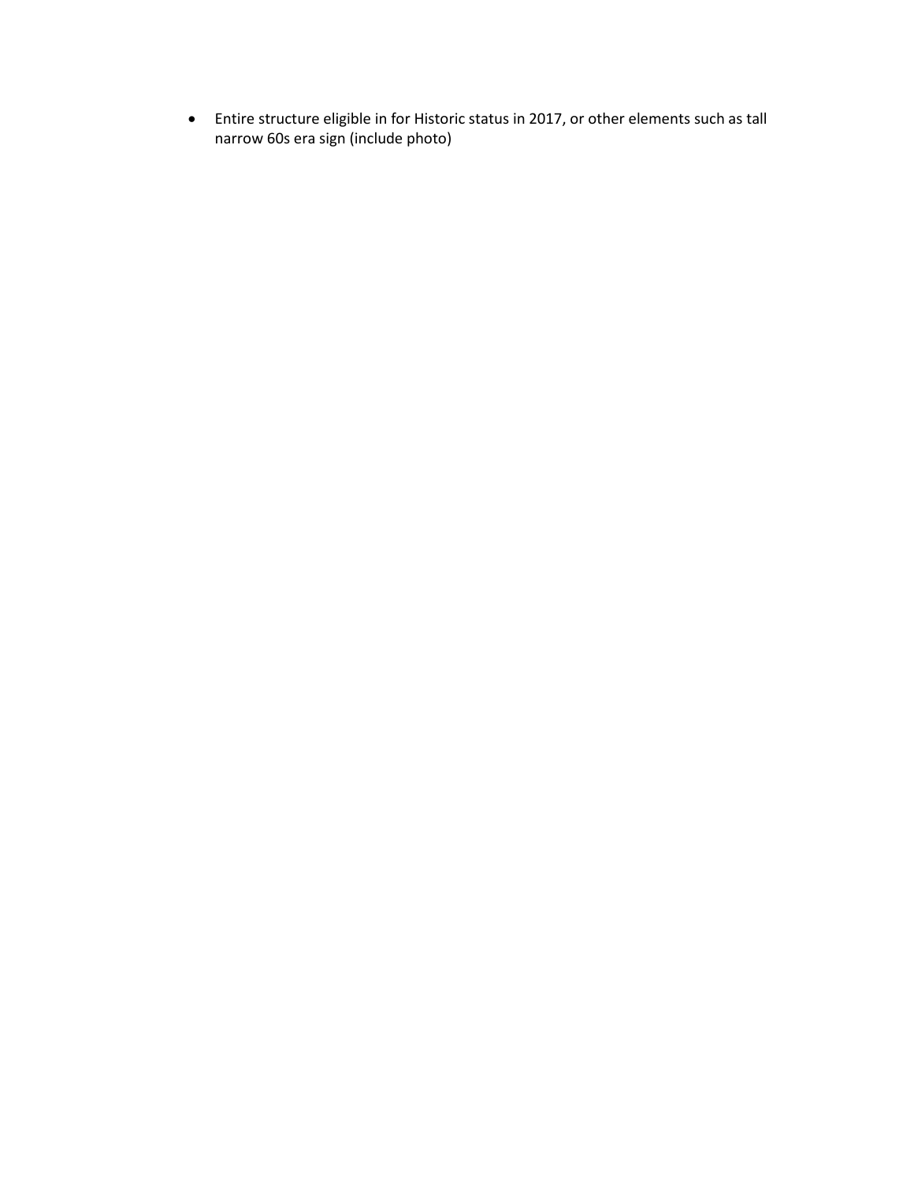- Entire structure eligible in for Historic status in 2017, or other elements such as tall narrow 60s era sign (include photo)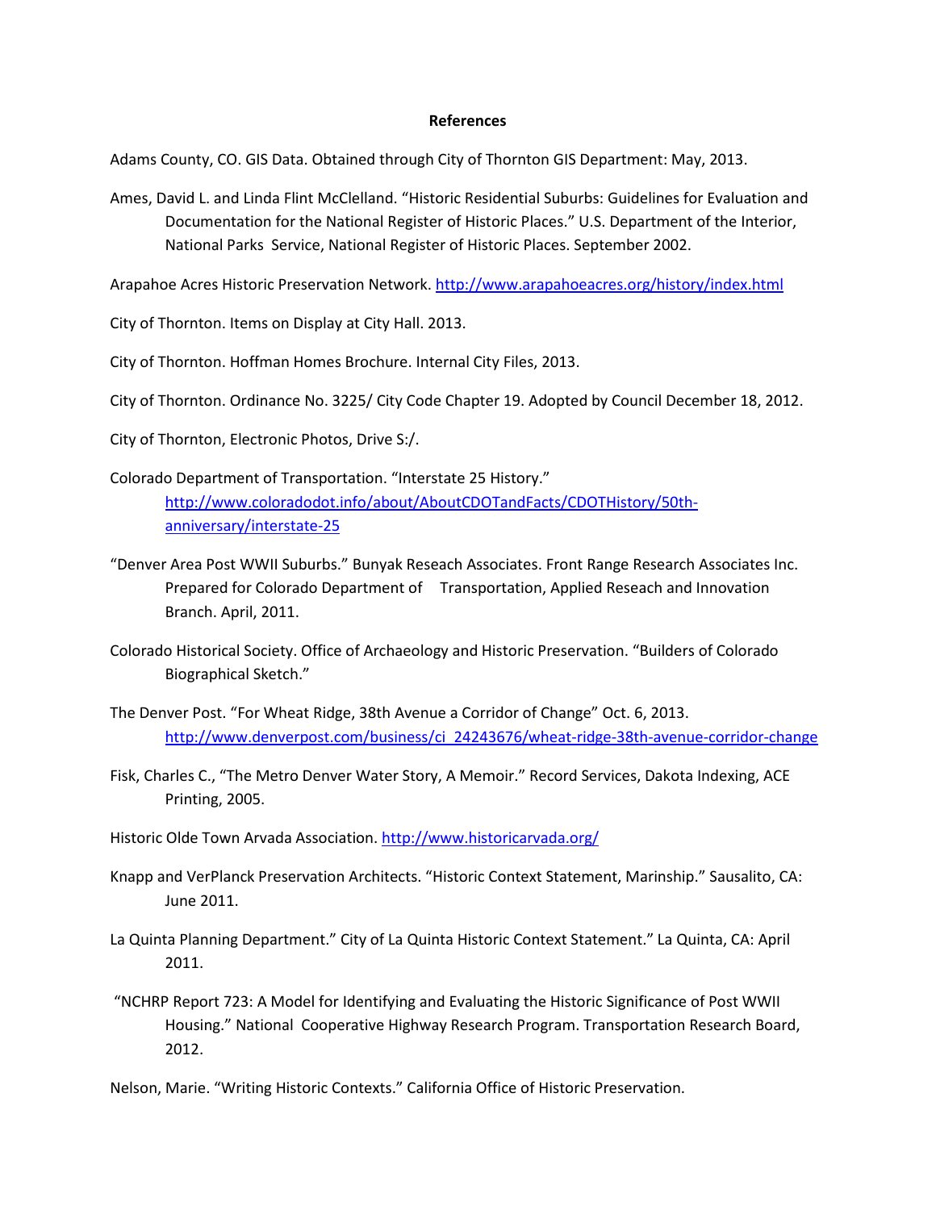**References**

Adams County, CO. GIS Data. Obtained through City of Thornton GIS Department: May, 2013.

Ames, David L. and Linda Flint McClelland. "Historic Residential Suburbs: Guidelines for Evaluation and Documentation for the National Register of Historic Places." U.S. Department of the Interior, National Parks Service, National Register of Historic Places. September 2002.

Arapahoe Acres Historic Preservation Network. http://www.arapahoeacres.org/history/index.html

City of Thornton. Items on Display at City Hall. 2013.

City of Thornton. Hoffman Homes Brochure. Internal City Files, 2013.

City of Thornton. Ordinance No. 3225/ City Code Chapter 19. Adopted by Council December 18, 2012.

City of Thornton, Electronic Photos, Drive S:/.

Colorado Department of Transportation. "Interstate 25 History." http://www.coloradodot.info/about/AboutCDOTandFacts/CDOTHistory/50th-anniversary/interstate-25

"Denver Area Post WWII Suburbs." Bunyak Reseach Associates. Front Range Research Associates Inc. Prepared for Colorado Department of Transportation, Applied Reseach and Innovation Branch. April, 2011.

Colorado Historical Society. Office of Archaeology and Historic Preservation. "Builders of Colorado Biographical Sketch."

The Denver Post. "For Wheat Ridge, 38th Avenue a Corridor of Change" Oct. 6, 2013. http://www.denverpost.com/business/ci_24243676/wheat-ridge-38th-avenue-corridor-change

Fisk, Charles C., "The Metro Denver Water Story, A Memoir." Record Services, Dakota Indexing, ACE Printing, 2005.

Historic Olde Town Arvada Association. http://www.historicarvada.org/

Knapp and VerPlanck Preservation Architects. "Historic Context Statement, Marinship." Sausalito, CA: June 2011.

La Quinta Planning Department." City of La Quinta Historic Context Statement." La Quinta, CA: April 2011.

"NCHRP Report 723: A Model for Identifying and Evaluating the Historic Significance of Post WWII Housing." National Cooperative Highway Research Program. Transportation Research Board, 2012.

Nelson, Marie. "Writing Historic Contexts." California Office of Historic Preservation.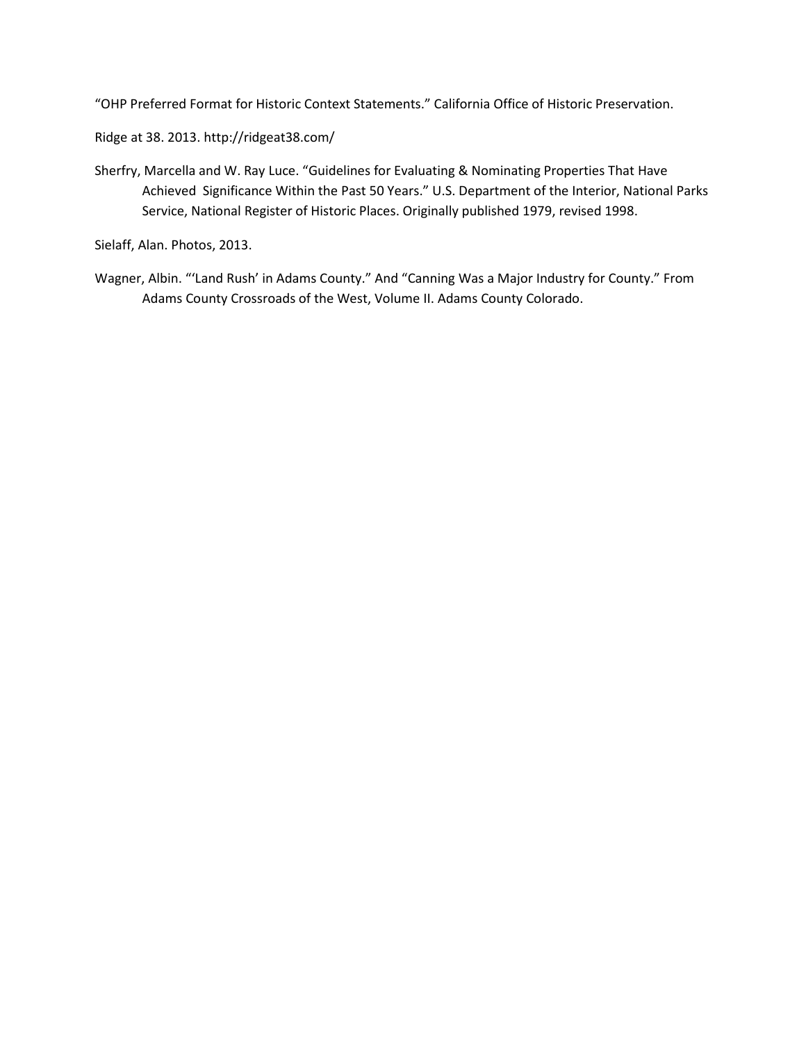“OHP Preferred Format for Historic Context Statements.” California Office of Historic Preservation.

Ridge at 38. 2013. http://ridgeat38.com/

Sherfry, Marcella and W. Ray Luce. “Guidelines for Evaluating & Nominating Properties That Have Achieved Significance Within the Past 50 Years.” U.S. Department of the Interior, National Parks Service, National Register of Historic Places. Originally published 1979, revised 1998.

Sielaff, Alan. Photos, 2013.

Wagner, Albin. “‘Land Rush’ in Adams County.” And “Canning Was a Major Industry for County.” From Adams County Crossroads of the West, Volume II. Adams County Colorado.